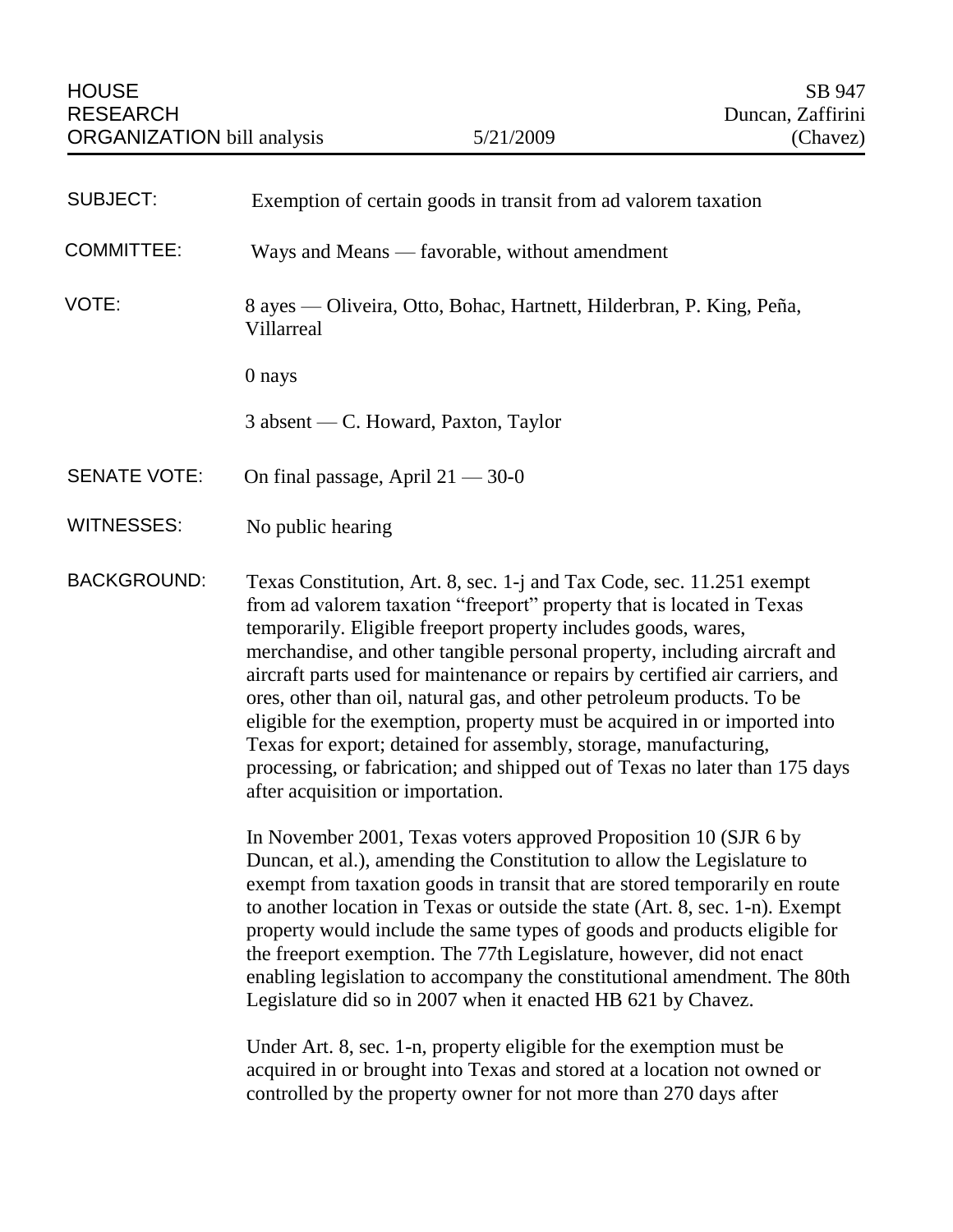HOUSE RESEARCH ORGANIZATION bill analysis — 5/21/2009 — SB 947 Duncan, Zaffirini (Chavez)

| | |
|---|---|
| SUBJECT: | Exemption of certain goods in transit from ad valorem taxation |
| COMMITTEE: | Ways and Means — favorable, without amendment |
| VOTE: | 8 ayes — Oliveira, Otto, Bohac, Hartnett, Hilderbran, P. King, Peña, Villarreal |
| | 0 nays |
| | 3 absent — C. Howard, Paxton, Taylor |
| SENATE VOTE: | On final passage, April 21 — 30-0 |
| WITNESSES: | No public hearing |

**BACKGROUND:**

Texas Constitution, Art. 8, sec. 1-j and Tax Code, sec. 11.251 exempt from ad valorem taxation "freeport" property that is located in Texas temporarily. Eligible freeport property includes goods, wares, merchandise, and other tangible personal property, including aircraft and aircraft parts used for maintenance or repairs by certified air carriers, and ores, other than oil, natural gas, and other petroleum products. To be eligible for the exemption, property must be acquired in or imported into Texas for export; detained for assembly, storage, manufacturing, processing, or fabrication; and shipped out of Texas no later than 175 days after acquisition or importation.

In November 2001, Texas voters approved Proposition 10 (SJR 6 by Duncan, et al.), amending the Constitution to allow the Legislature to exempt from taxation goods in transit that are stored temporarily en route to another location in Texas or outside the state (Art. 8, sec. 1-n). Exempt property would include the same types of goods and products eligible for the freeport exemption. The 77th Legislature, however, did not enact enabling legislation to accompany the constitutional amendment. The 80th Legislature did so in 2007 when it enacted HB 621 by Chavez.

Under Art. 8, sec. 1-n, property eligible for the exemption must be acquired in or brought into Texas and stored at a location not owned or controlled by the property owner for not more than 270 days after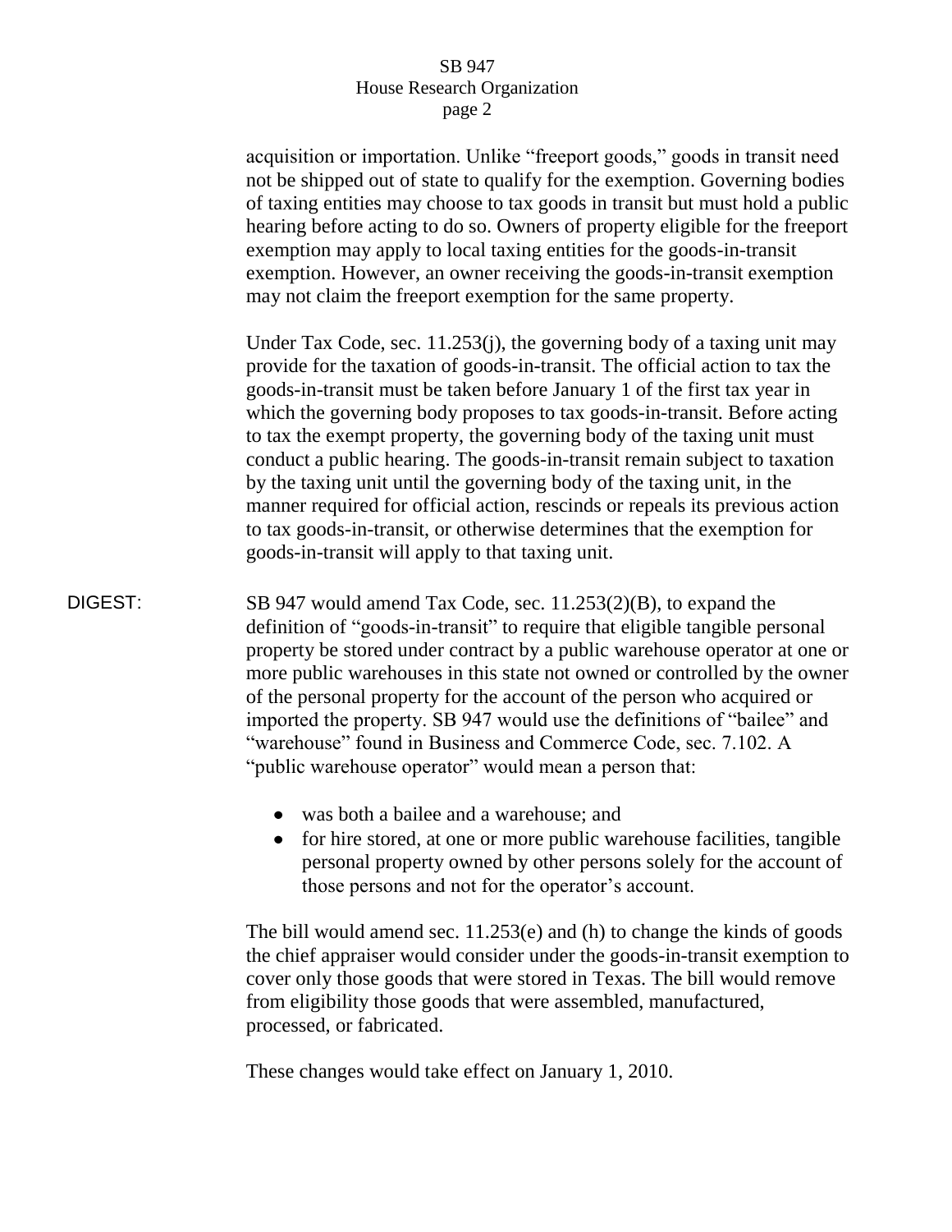acquisition or importation. Unlike "freeport goods," goods in transit need not be shipped out of state to qualify for the exemption. Governing bodies of taxing entities may choose to tax goods in transit but must hold a public hearing before acting to do so. Owners of property eligible for the freeport exemption may apply to local taxing entities for the goods-in-transit exemption. However, an owner receiving the goods-in-transit exemption may not claim the freeport exemption for the same property.

Under Tax Code, sec. 11.253(j), the governing body of a taxing unit may provide for the taxation of goods-in-transit. The official action to tax the goods-in-transit must be taken before January 1 of the first tax year in which the governing body proposes to tax goods-in-transit. Before acting to tax the exempt property, the governing body of the taxing unit must conduct a public hearing. The goods-in-transit remain subject to taxation by the taxing unit until the governing body of the taxing unit, in the manner required for official action, rescinds or repeals its previous action to tax goods-in-transit, or otherwise determines that the exemption for goods-in-transit will apply to that taxing unit.

DIGEST: SB 947 would amend Tax Code, sec. 11.253(2)(B), to expand the definition of "goods-in-transit" to require that eligible tangible personal property be stored under contract by a public warehouse operator at one or more public warehouses in this state not owned or controlled by the owner of the personal property for the account of the person who acquired or imported the property. SB 947 would use the definitions of "bailee" and "warehouse" found in Business and Commerce Code, sec. 7.102. A "public warehouse operator" would mean a person that:

- was both a bailee and a warehouse; and
- for hire stored, at one or more public warehouse facilities, tangible personal property owned by other persons solely for the account of those persons and not for the operator's account.

The bill would amend sec. 11.253(e) and (h) to change the kinds of goods the chief appraiser would consider under the goods-in-transit exemption to cover only those goods that were stored in Texas. The bill would remove from eligibility those goods that were assembled, manufactured, processed, or fabricated.

These changes would take effect on January 1, 2010.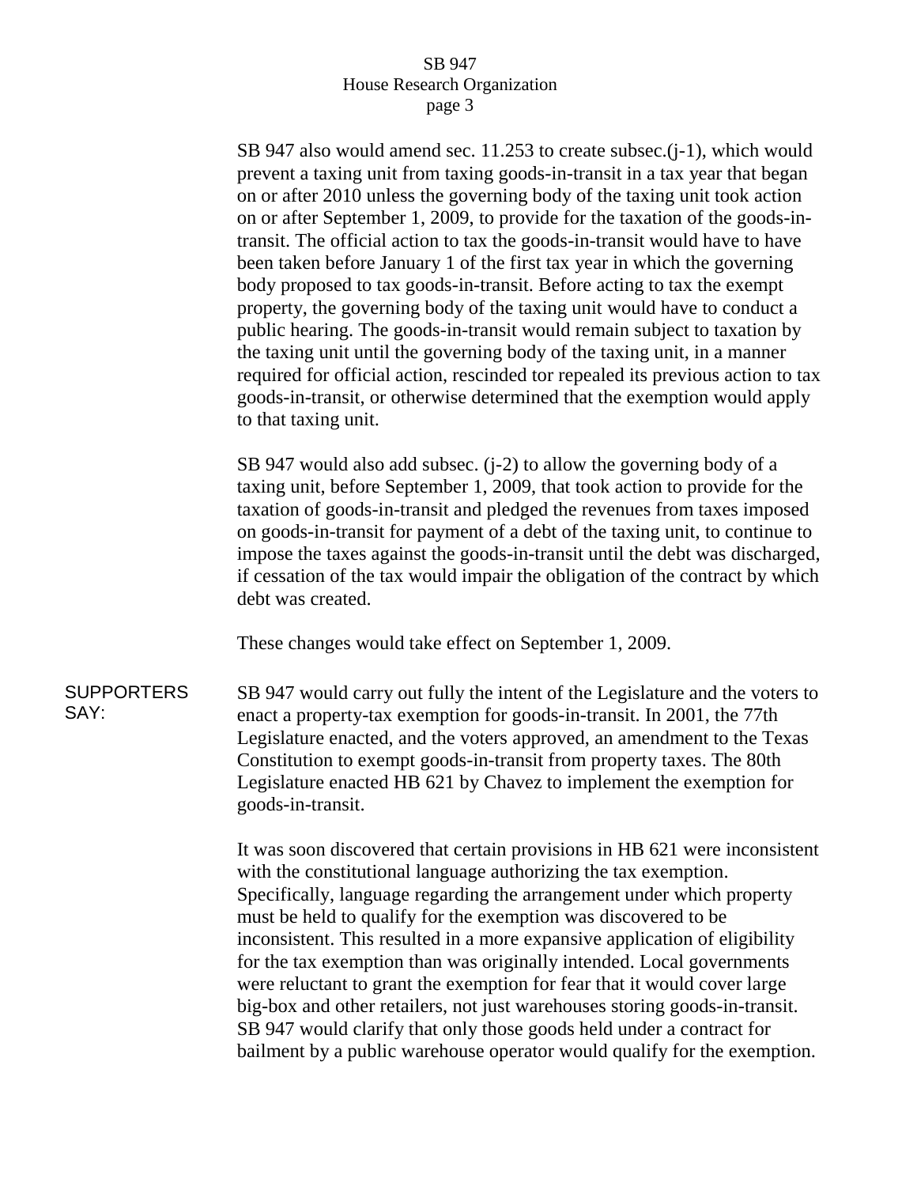SB 947 also would amend sec. 11.253 to create subsec.(j-1), which would prevent a taxing unit from taxing goods-in-transit in a tax year that began on or after 2010 unless the governing body of the taxing unit took action on or after September 1, 2009, to provide for the taxation of the goods-in-transit. The official action to tax the goods-in-transit would have to have been taken before January 1 of the first tax year in which the governing body proposed to tax goods-in-transit. Before acting to tax the exempt property, the governing body of the taxing unit would have to conduct a public hearing. The goods-in-transit would remain subject to taxation by the taxing unit until the governing body of the taxing unit, in a manner required for official action, rescinded tor repealed its previous action to tax goods-in-transit, or otherwise determined that the exemption would apply to that taxing unit.

SB 947 would also add subsec. (j-2) to allow the governing body of a taxing unit, before September 1, 2009, that took action to provide for the taxation of goods-in-transit and pledged the revenues from taxes imposed on goods-in-transit for payment of a debt of the taxing unit, to continue to impose the taxes against the goods-in-transit until the debt was discharged, if cessation of the tax would impair the obligation of the contract by which debt was created.

These changes would take effect on September 1, 2009.

**SUPPORTERS SAY:**

SB 947 would carry out fully the intent of the Legislature and the voters to enact a property-tax exemption for goods-in-transit. In 2001, the 77th Legislature enacted, and the voters approved, an amendment to the Texas Constitution to exempt goods-in-transit from property taxes. The 80th Legislature enacted HB 621 by Chavez to implement the exemption for goods-in-transit.

It was soon discovered that certain provisions in HB 621 were inconsistent with the constitutional language authorizing the tax exemption. Specifically, language regarding the arrangement under which property must be held to qualify for the exemption was discovered to be inconsistent. This resulted in a more expansive application of eligibility for the tax exemption than was originally intended. Local governments were reluctant to grant the exemption for fear that it would cover large big-box and other retailers, not just warehouses storing goods-in-transit. SB 947 would clarify that only those goods held under a contract for bailment by a public warehouse operator would qualify for the exemption.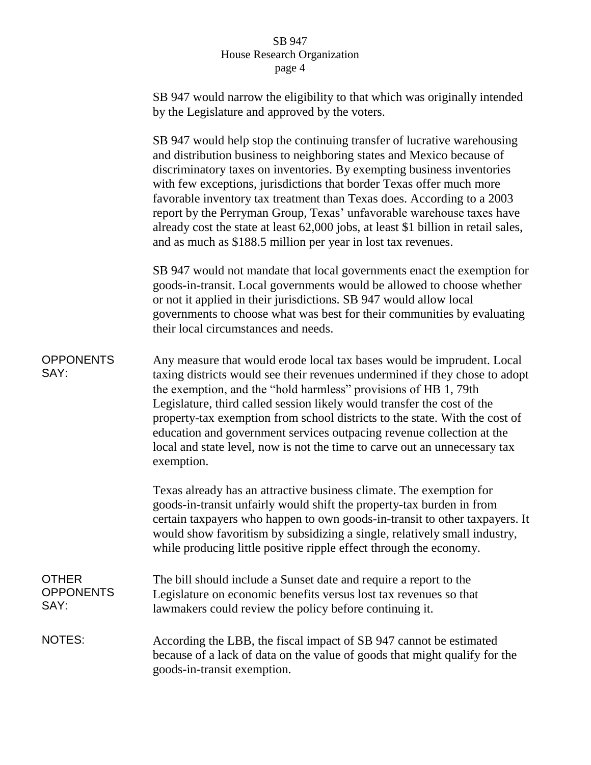SB 947 would narrow the eligibility to that which was originally intended by the Legislature and approved by the voters.

SB 947 would help stop the continuing transfer of lucrative warehousing and distribution business to neighboring states and Mexico because of discriminatory taxes on inventories. By exempting business inventories with few exceptions, jurisdictions that border Texas offer much more favorable inventory tax treatment than Texas does. According to a 2003 report by the Perryman Group, Texas' unfavorable warehouse taxes have already cost the state at least 62,000 jobs, at least $1 billion in retail sales, and as much as $188.5 million per year in lost tax revenues.

SB 947 would not mandate that local governments enact the exemption for goods-in-transit. Local governments would be allowed to choose whether or not it applied in their jurisdictions. SB 947 would allow local governments to choose what was best for their communities by evaluating their local circumstances and needs.

**OPPONENTS SAY:**

Any measure that would erode local tax bases would be imprudent. Local taxing districts would see their revenues undermined if they chose to adopt the exemption, and the "hold harmless" provisions of HB 1, 79th Legislature, third called session likely would transfer the cost of the property-tax exemption from school districts to the state. With the cost of education and government services outpacing revenue collection at the local and state level, now is not the time to carve out an unnecessary tax exemption.

Texas already has an attractive business climate. The exemption for goods-in-transit unfairly would shift the property-tax burden in from certain taxpayers who happen to own goods-in-transit to other taxpayers. It would show favoritism by subsidizing a single, relatively small industry, while producing little positive ripple effect through the economy.

**OTHER OPPONENTS SAY:**

The bill should include a Sunset date and require a report to the Legislature on economic benefits versus lost tax revenues so that lawmakers could review the policy before continuing it.

**NOTES:**

According the LBB, the fiscal impact of SB 947 cannot be estimated because of a lack of data on the value of goods that might qualify for the goods-in-transit exemption.